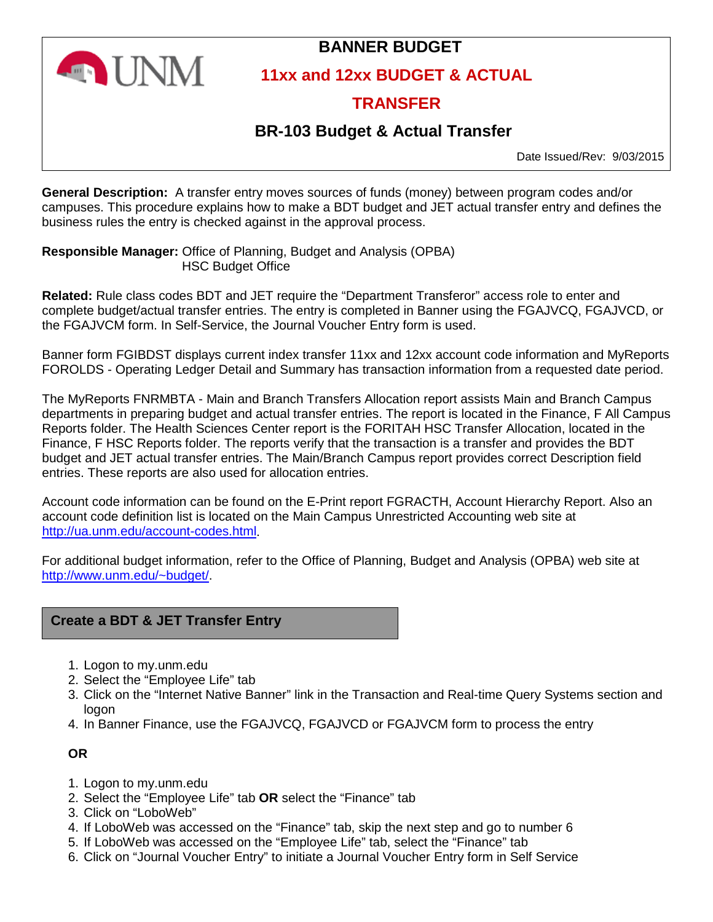# BANNER BUDGET

## 11xx and 12xx BUDGET & ACTUAL TRANSFER

## BR-103 Budget & Actual Transfer

Date Issued/Rev: 9/03/2015

**General Description:** A transfer entry moves sources of funds (money) between program codes and/or campuses. This procedure explains how to make a BDT budget and JET actual transfer entry and defines the business rules the entry is checked against in the approval process.

**Responsible Manager:** Office of Planning, Budget and Analysis (OPBA)
HSC Budget Office

**Related:** Rule class codes BDT and JET require the "Department Transferor" access role to enter and complete budget/actual transfer entries. The entry is completed in Banner using the FGAJVCQ, FGAJVCD, or the FGAJVCM form. In Self-Service, the Journal Voucher Entry form is used.

Banner form FGIBDST displays current index transfer 11xx and 12xx account code information and MyReports FOROLDS - Operating Ledger Detail and Summary has transaction information from a requested date period.

The MyReports FNRMBTA - Main and Branch Transfers Allocation report assists Main and Branch Campus departments in preparing budget and actual transfer entries. The report is located in the Finance, F All Campus Reports folder. The Health Sciences Center report is the FORITAH HSC Transfer Allocation, located in the Finance, F HSC Reports folder. The reports verify that the transaction is a transfer and provides the BDT budget and JET actual transfer entries. The Main/Branch Campus report provides correct Description field entries. These reports are also used for allocation entries.

Account code information can be found on the E-Print report FGRACTH, Account Hierarchy Report. Also an account code definition list is located on the Main Campus Unrestricted Accounting web site at http://ua.unm.edu/account-codes.html.

For additional budget information, refer to the Office of Planning, Budget and Analysis (OPBA) web site at http://www.unm.edu/~budget/.

## Create a BDT & JET Transfer Entry

1. Logon to my.unm.edu
2. Select the "Employee Life" tab
3. Click on the "Internet Native Banner" link in the Transaction and Real-time Query Systems section and logon
4. In Banner Finance, use the FGAJVCQ, FGAJVCD or FGAJVCM form to process the entry

**OR**

1. Logon to my.unm.edu
2. Select the "Employee Life" tab **OR** select the "Finance" tab
3. Click on "LoboWeb"
4. If LoboWeb was accessed on the "Finance" tab, skip the next step and go to number 6
5. If LoboWeb was accessed on the "Employee Life" tab, select the "Finance" tab
6. Click on "Journal Voucher Entry" to initiate a Journal Voucher Entry form in Self Service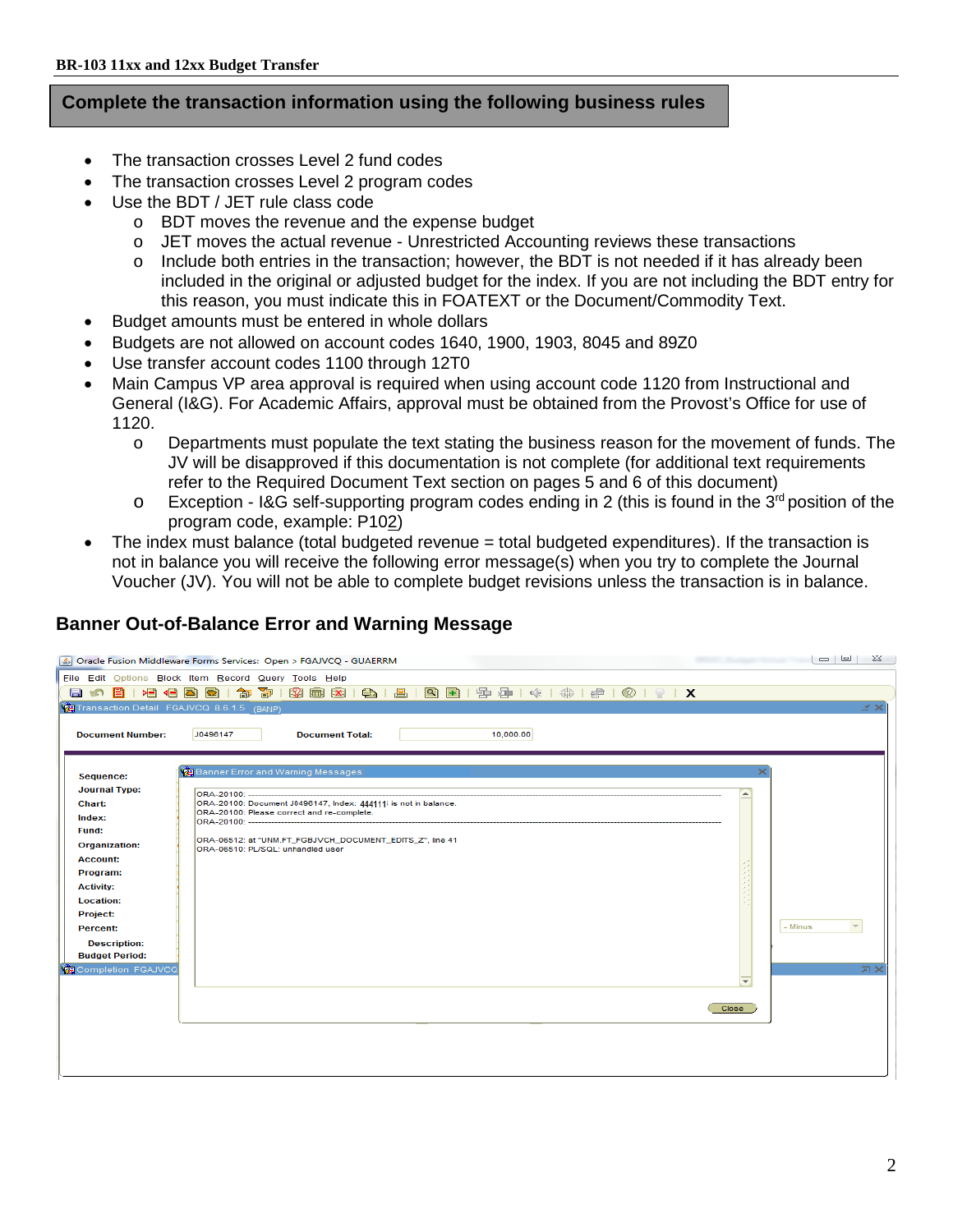## Complete the transaction information using the following business rules

- The transaction crosses Level 2 fund codes
- The transaction crosses Level 2 program codes
- Use the BDT / JET rule class code
  - BDT moves the revenue and the expense budget
  - JET moves the actual revenue - Unrestricted Accounting reviews these transactions
  - Include both entries in the transaction; however, the BDT is not needed if it has already been included in the original or adjusted budget for the index. If you are not including the BDT entry for this reason, you must indicate this in FOATEXT or the Document/Commodity Text.
- Budget amounts must be entered in whole dollars
- Budgets are not allowed on account codes 1640, 1900, 1903, 8045 and 89Z0
- Use transfer account codes 1100 through 12T0
- Main Campus VP area approval is required when using account code 1120 from Instructional and General (I&G). For Academic Affairs, approval must be obtained from the Provost's Office for use of 1120.
  - Departments must populate the text stating the business reason for the movement of funds. The JV will be disapproved if this documentation is not complete (for additional text requirements refer to the Required Document Text section on pages 5 and 6 of this document)
  - Exception - I&G self-supporting program codes ending in 2 (this is found in the 3rd position of the program code, example: P102)
- The index must balance (total budgeted revenue = total budgeted expenditures). If the transaction is not in balance you will receive the following error message(s) when you try to complete the Journal Voucher (JV). You will not be able to complete budget revisions unless the transaction is in balance.

### Banner Out-of-Balance Error and Warning Message

Oracle Fusion Middleware Forms Services: Open > FGAJVCQ - GUAERRM

File Edit Options Block Item Record Query Tools Help

Transaction Detail FGAJVCQ 8.6.1.5 (BANP)

Document Number: J0496147 Document Total: 10,000.00

Sequence:
Journal Type:
Chart:
Index:
Fund:
Organization:
Account:
Program:
Activity:
Location:
Project:
Percent:
Description:
Budget Period:

Completion FGAJVCQ

Banner Error and Warning Messages

```
ORA-20100: -----------------------------------------------
ORA-20100: Document J0496147, Index: 444111 is not in balance.
ORA-20100: Please correct and re-complete.
ORA-20100: -----------------------------------------------

ORA-06512: at "UNM.FT_FGBJVCH_DOCUMENT_EDITS_Z", line 41
ORA-06510: PL/SQL: unhandled user
```

- Minus

Close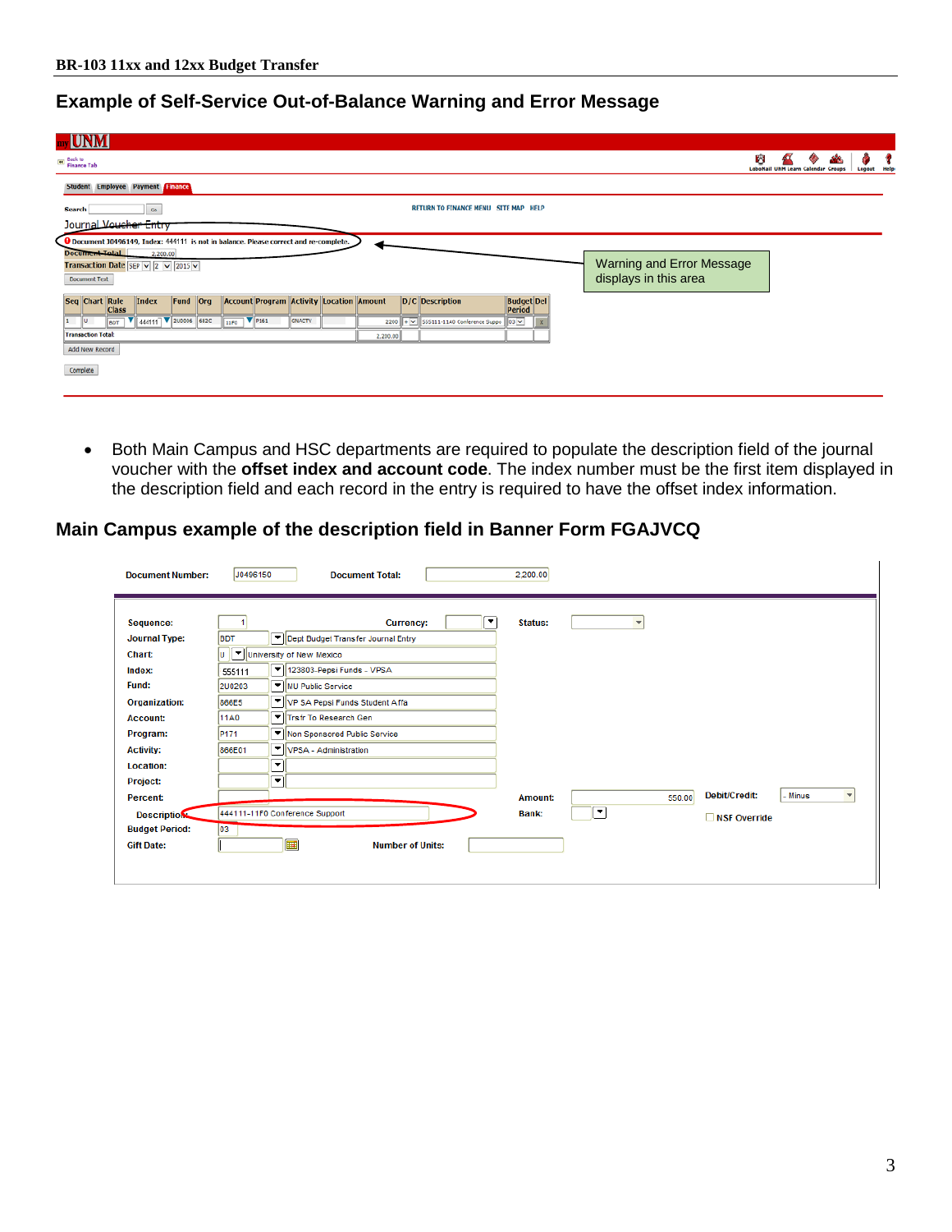## Example of Self-Service Out-of-Balance Warning and Error Message

my UNM

Back to Finance Tab

Student | Employee | Payment | Finance

Search [ ] Go

RETURN TO FINANCE MENU SITE MAP HELP

Journal Voucher Entry

Document J0496149, Index: 444111 is not in balance. Please correct and re-complete.

Document Total: 2,200.00

Transaction Date SEP 2 2015

Document Text

Warning and Error Message displays in this area

| Seq | Chart | Rule Class | Index | Fund | Org | Account | Program | Activity | Location | Amount | D/C | Description | Budget Period | Del |
|---|---|---|---|---|---|---|---|---|---|---|---|---|---|---|
| 1 | U | BDT | 444111 | 2U0006 | 662C | 11F0 | P161 | ONACTV | | 2200 | + | 555111-11A0 Conference Suppo | 03 | X |
| Transaction Total: | | | | | | | | | | 2,200.00 | | | | |

Add New Record

Complete

- Both Main Campus and HSC departments are required to populate the description field of the journal voucher with the **offset index and account code**. The index number must be the first item displayed in the description field and each record in the entry is required to have the offset index information.

## Main Campus example of the description field in Banner Form FGAJVCQ

Document Number: J0496150 Document Total: 2,200.00

| Field | Value | Description |
|---|---|---|
| Sequence: | 1 | |
| Journal Type: | BDT | Dept Budget Transfer Journal Entry |
| Chart: | U | University of New Mexico |
| Index: | 555111 | 123803-Pepsi Funds - VPSA |
| Fund: | 2U0203 | NU Public Service |
| Organization: | 866E5 | VP SA Pepsi Funds Student Affa |
| Account: | 11A0 | Trsfr To Research Gen |
| Program: | P171 | Non Sponsored Public Service |
| Activity: | 866E01 | VPSA - Administration |
| Location: | | |
| Project: | | |
| Percent: | | |
| Description: | 444111-11F0 Conference Support | |
| Budget Period: | 03 | |
| Gift Date: | | |

Currency: Status:

Amount: 550.00 Debit/Credit: - Minus

Bank: NSF Override

Number of Units: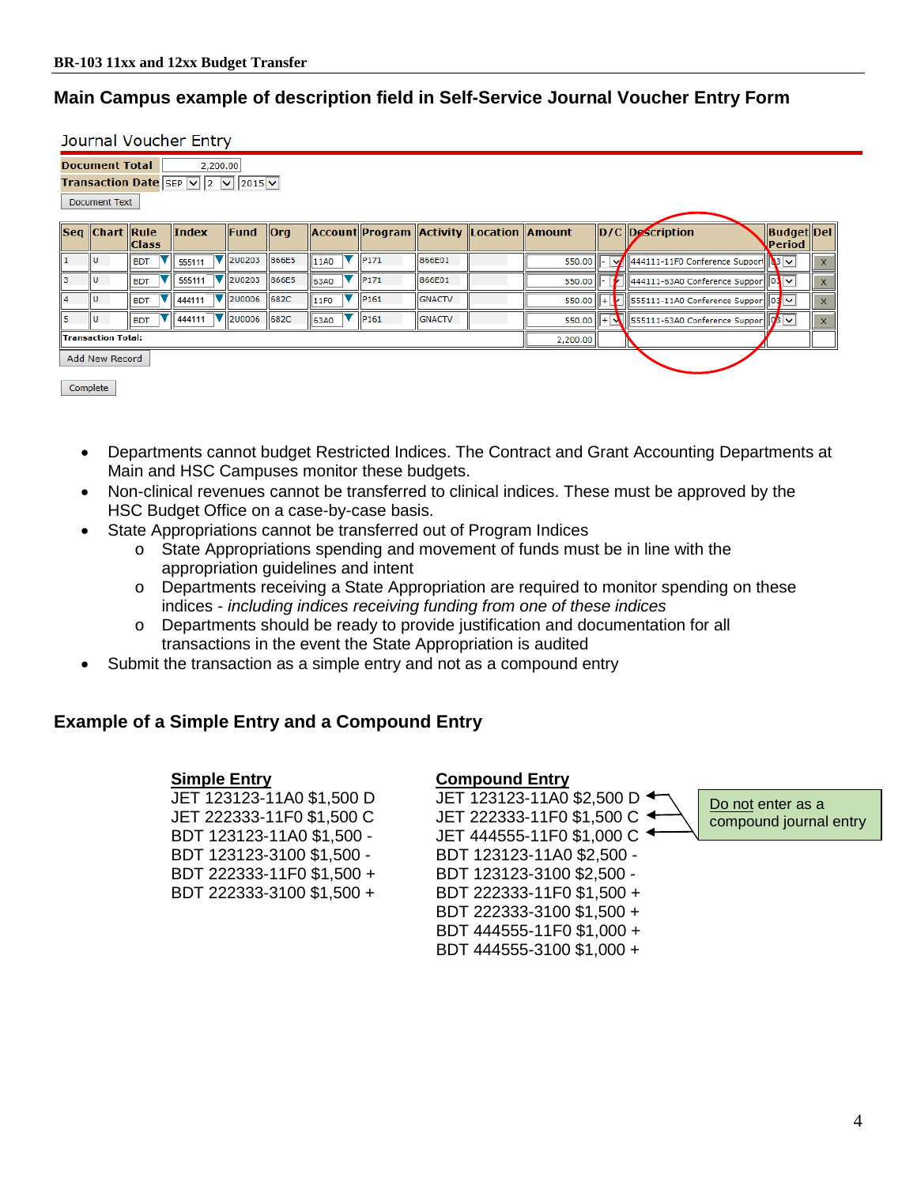## Main Campus example of description field in Self-Service Journal Voucher Entry Form

Journal Voucher Entry

Document Total: 2,200.00

Transaction Date: SEP 2 2015

Document Text

| Seq | Chart | Rule Class | Index | Fund | Org | Account | Program | Activity | Location | Amount | D/C | Description | Budget Period | Del |
|---|---|---|---|---|---|---|---|---|---|---|---|---|---|---|
| 1 | U | BDT | 555111 | 2U0203 | 866E5 | 11A0 | P171 | 866E01 | | 550.00 | - | 444111-11F0 Conference Support | 03 | X |
| 3 | U | BDT | 555111 | 2U0203 | 866E5 | 63A0 | P171 | 866E01 | | 550.00 | - | 444111-63A0 Conference Suppor | 03 | X |
| 4 | U | BDT | 444111 | 2U0006 | 682C | 11F0 | P161 | GNACTV | | 550.00 | + | 555111-11A0 Conference Suppor | 03 | X |
| 5 | U | BDT | 444111 | 2U0006 | 682C | 63A0 | P161 | GNACTV | | 550.00 | + | 555111-63A0 Conference Suppor | 03 | X |
| Transaction Total: | | | | | | | | | | 2,200.00 | | | | |

Add New Record

Complete

- Departments cannot budget Restricted Indices. The Contract and Grant Accounting Departments at Main and HSC Campuses monitor these budgets.
- Non-clinical revenues cannot be transferred to clinical indices. These must be approved by the HSC Budget Office on a case-by-case basis.
- State Appropriations cannot be transferred out of Program Indices
  - State Appropriations spending and movement of funds must be in line with the appropriation guidelines and intent
  - Departments receiving a State Appropriation are required to monitor spending on these indices - *including indices receiving funding from one of these indices*
  - Departments should be ready to provide justification and documentation for all transactions in the event the State Appropriation is audited
- Submit the transaction as a simple entry and not as a compound entry

## Example of a Simple Entry and a Compound Entry

**Simple Entry**

JET 123123-11A0 $1,500 D
JET 222333-11F0 $1,500 C
BDT 123123-11A0 $1,500 -
BDT 123123-3100 $1,500 -
BDT 222333-11F0 $1,500 +
BDT 222333-3100 $1,500 +

**Compound Entry**

JET 123123-11A0 $2,500 D
JET 222333-11F0 $1,500 C
JET 444555-11F0 $1,000 C
BDT 123123-11A0 $2,500 -
BDT 123123-3100 $2,500 -
BDT 222333-11F0 $1,500 +
BDT 222333-3100 $1,500 +
BDT 444555-11F0 $1,000 +
BDT 444555-3100 $1,000 +

Do not enter as a compound journal entry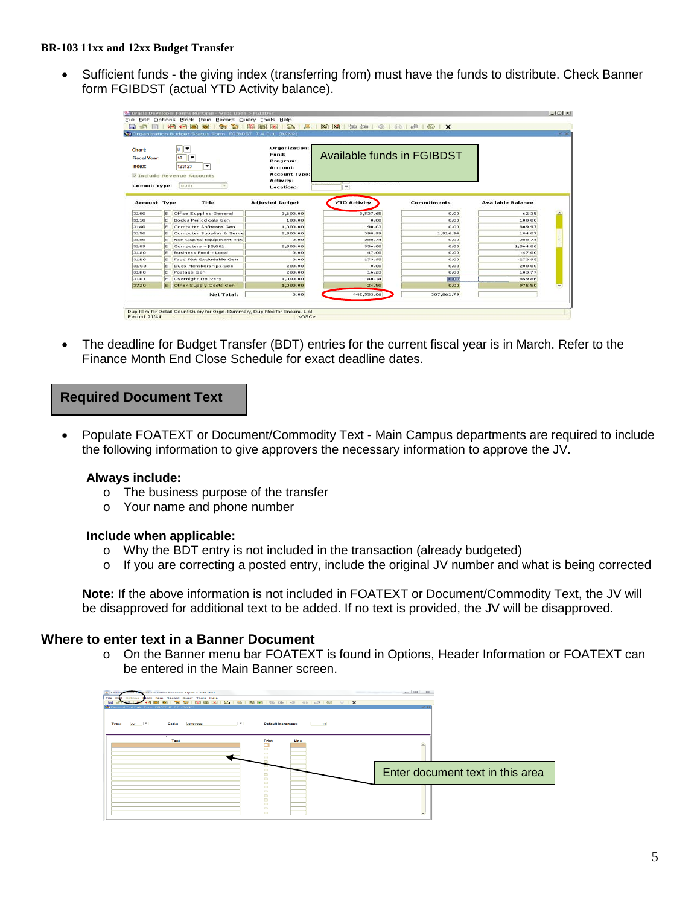- Sufficient funds - the giving index (transferring from) must have the funds to distribute. Check Banner form FGIBDST (actual YTD Activity balance).

- The deadline for Budget Transfer (BDT) entries for the current fiscal year is in March. Refer to the Finance Month End Close Schedule for exact deadline dates.

## Required Document Text

- Populate FOATEXT or Document/Commodity Text - Main Campus departments are required to include the following information to give approvers the necessary information to approve the JV.

**Always include:**

- The business purpose of the transfer
- Your name and phone number

**Include when applicable:**

- Why the BDT entry is not included in the transaction (already budgeted)
- If you are correcting a posted entry, include the original JV number and what is being corrected

**Note:** If the above information is not included in FOATEXT or Document/Commodity Text, the JV will be disapproved for additional text to be added. If no text is provided, the JV will be disapproved.

## Where to enter text in a Banner Document

- On the Banner menu bar FOATEXT is found in Options, Header Information or FOATEXT can be entered in the Main Banner screen.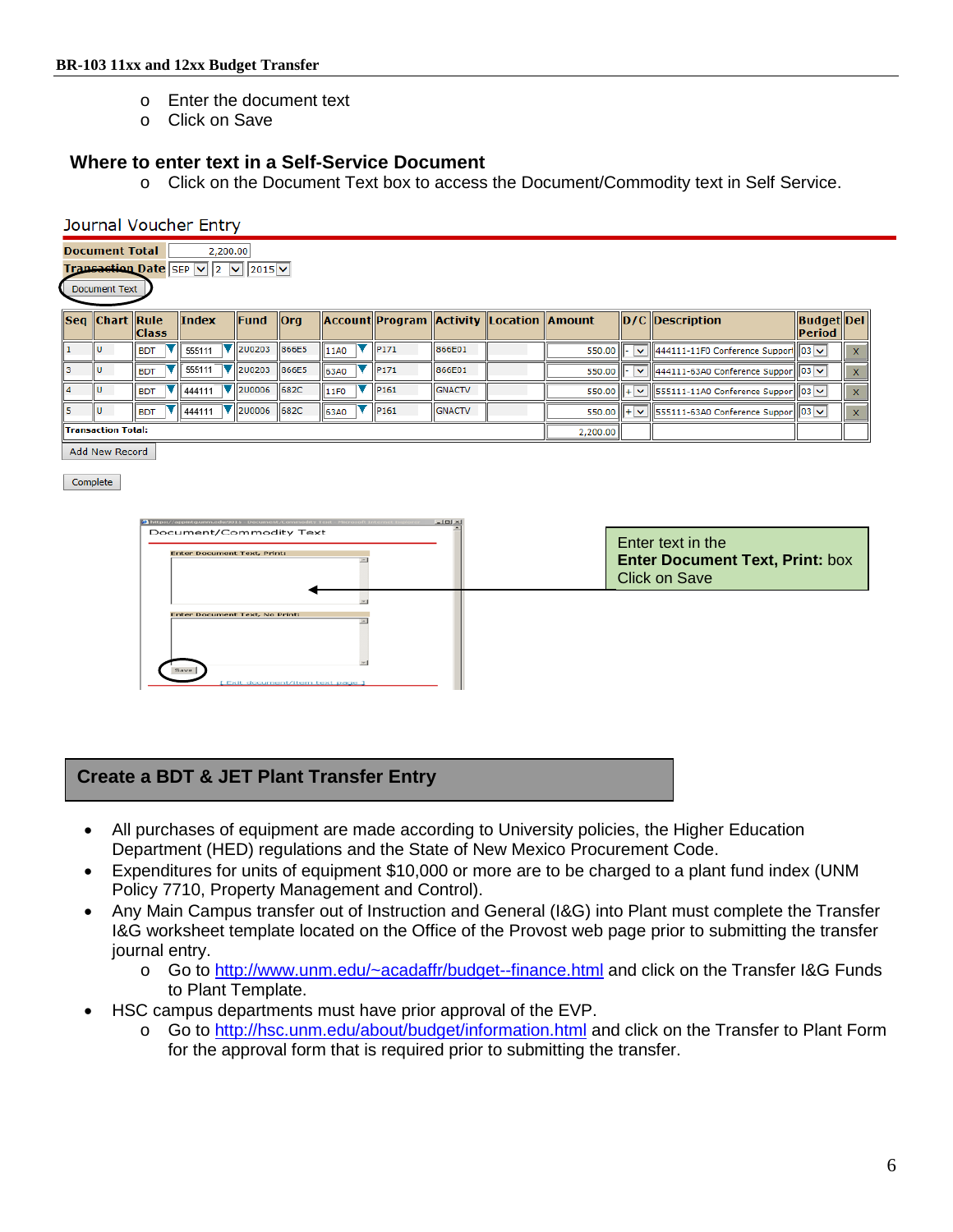- Enter the document text
- Click on Save

### Where to enter text in a Self-Service Document

- Click on the Document Text box to access the Document/Commodity text in Self Service.

Journal Voucher Entry

Document Total: 2,200.00

Transaction Date: SEP 2 2015

Document Text

| Seq | Chart | Rule Class | Index | Fund | Org | Account | Program | Activity | Location | Amount | D/C | Description | Budget Period | Del |
|---|---|---|---|---|---|---|---|---|---|---|---|---|---|---|
| 1 | U | BDT | 555111 | 2U0203 | 866E5 | 11A0 | P171 | 866E01 | | 550.00 | - | 444111-11F0 Conference Support | 03 | X |
| 3 | U | BDT | 555111 | 2U0203 | 866E5 | 63A0 | P171 | 866E01 | | 550.00 | - | 444111-63A0 Conference Suppor | 03 | X |
| 4 | U | BDT | 444111 | 2U0006 | 682C | 11F0 | P161 | GNACTV | | 550.00 | + | 555111-11A0 Conference Suppor | 03 | X |
| 5 | U | BDT | 444111 | 2U0006 | 682C | 63A0 | P161 | GNACTV | | 550.00 | + | 555111-63A0 Conference Suppor | 03 | X |
| Transaction Total: | | | | | | | | | | 2,200.00 | | | | |

Add New Record

Complete

Document/Commodity Text

Enter Document Text, Print:

Enter Document Text, No Print:

Save

Enter text in the **Enter Document Text, Print:** box
Click on Save

## Create a BDT & JET Plant Transfer Entry

- All purchases of equipment are made according to University policies, the Higher Education Department (HED) regulations and the State of New Mexico Procurement Code.
- Expenditures for units of equipment $10,000 or more are to be charged to a plant fund index (UNM Policy 7710, Property Management and Control).
- Any Main Campus transfer out of Instruction and General (I&G) into Plant must complete the Transfer I&G worksheet template located on the Office of the Provost web page prior to submitting the transfer journal entry.
  - Go to http://www.unm.edu/~acadaffr/budget--finance.html and click on the Transfer I&G Funds to Plant Template.
- HSC campus departments must have prior approval of the EVP.
  - Go to http://hsc.unm.edu/about/budget/information.html and click on the Transfer to Plant Form for the approval form that is required prior to submitting the transfer.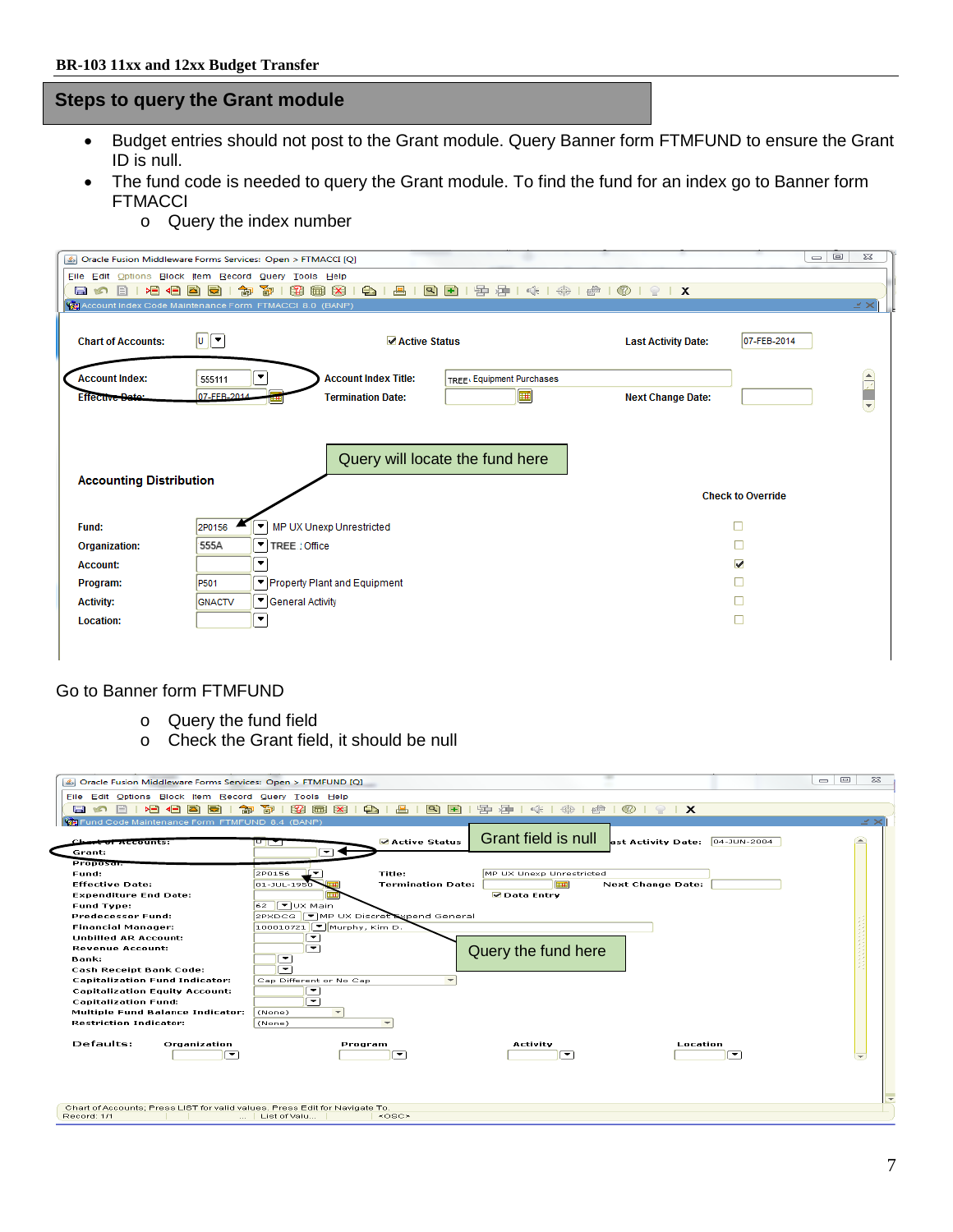## Steps to query the Grant module

- Budget entries should not post to the Grant module. Query Banner form FTMFUND to ensure the Grant ID is null.
- The fund code is needed to query the Grant module. To find the fund for an index go to Banner form FTMACCI
    - Query the index number

Go to Banner form FTMFUND

- Query the fund field
- Check the Grant field, it should be null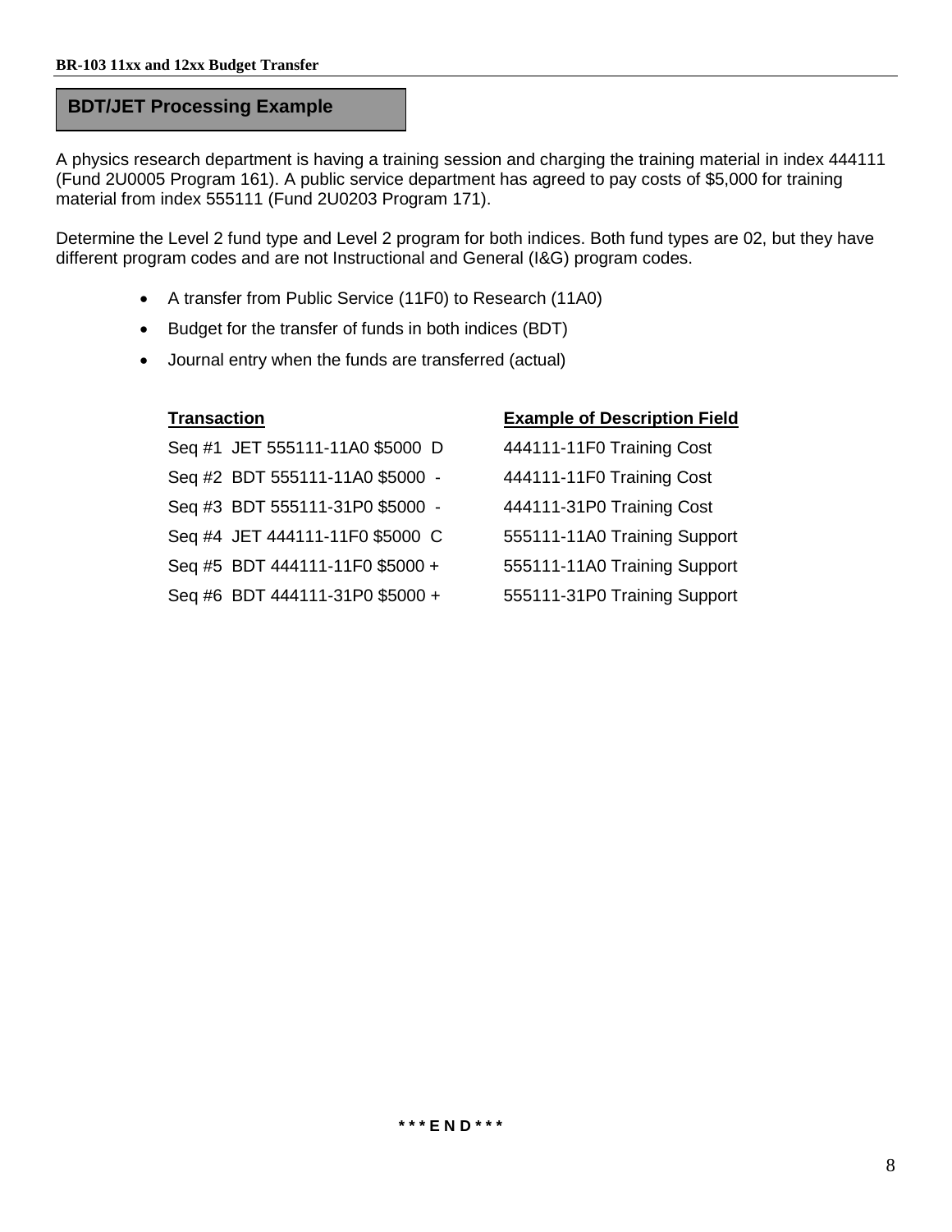## BDT/JET Processing Example

A physics research department is having a training session and charging the training material in index 444111 (Fund 2U0005 Program 161). A public service department has agreed to pay costs of $5,000 for training material from index 555111 (Fund 2U0203 Program 171).

Determine the Level 2 fund type and Level 2 program for both indices. Both fund types are 02, but they have different program codes and are not Instructional and General (I&G) program codes.

- A transfer from Public Service (11F0) to Research (11A0)
- Budget for the transfer of funds in both indices (BDT)
- Journal entry when the funds are transferred (actual)

| **Transaction** | **Example of Description Field** |
|---|---|
| Seq #1 JET 555111-11A0 $5000 D | 444111-11F0 Training Cost |
| Seq #2 BDT 555111-11A0 $5000 - | 444111-11F0 Training Cost |
| Seq #3 BDT 555111-31P0 $5000 - | 444111-31P0 Training Cost |
| Seq #4 JET 444111-11F0 $5000 C | 555111-11A0 Training Support |
| Seq #5 BDT 444111-11F0 $5000 + | 555111-11A0 Training Support |
| Seq #6 BDT 444111-31P0 $5000 + | 555111-31P0 Training Support |

\* \* \* E N D \* \* \*